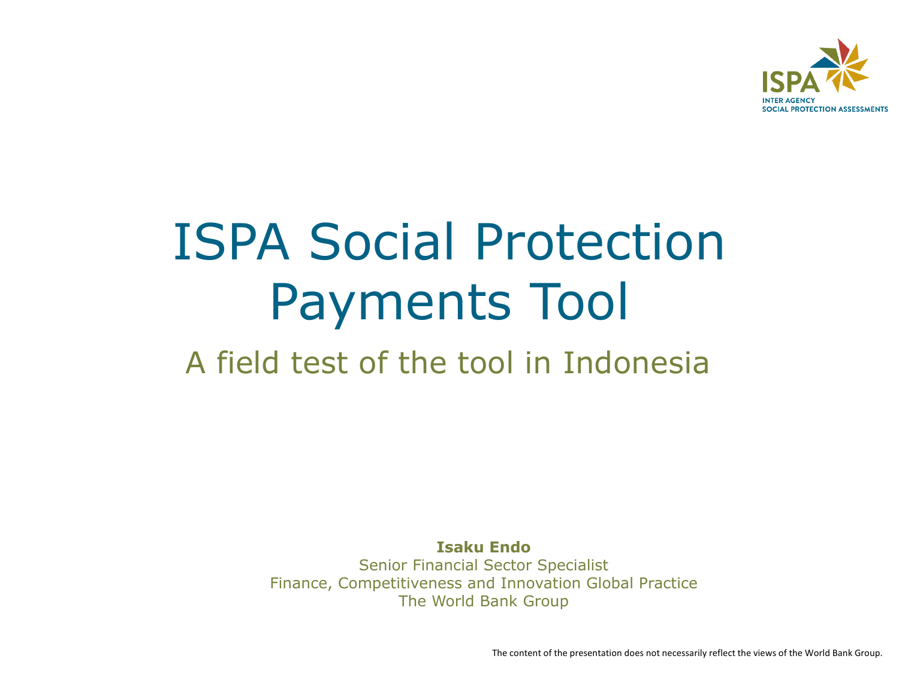ISPA
INTER AGENCY
SOCIAL PROTECTION ASSESSMENTS

# ISPA Social Protection Payments Tool

## A field test of the tool in Indonesia

**Isaku Endo**
Senior Financial Sector Specialist
Finance, Competitiveness and Innovation Global Practice
The World Bank Group

The content of the presentation does not necessarily reflect the views of the World Bank Group.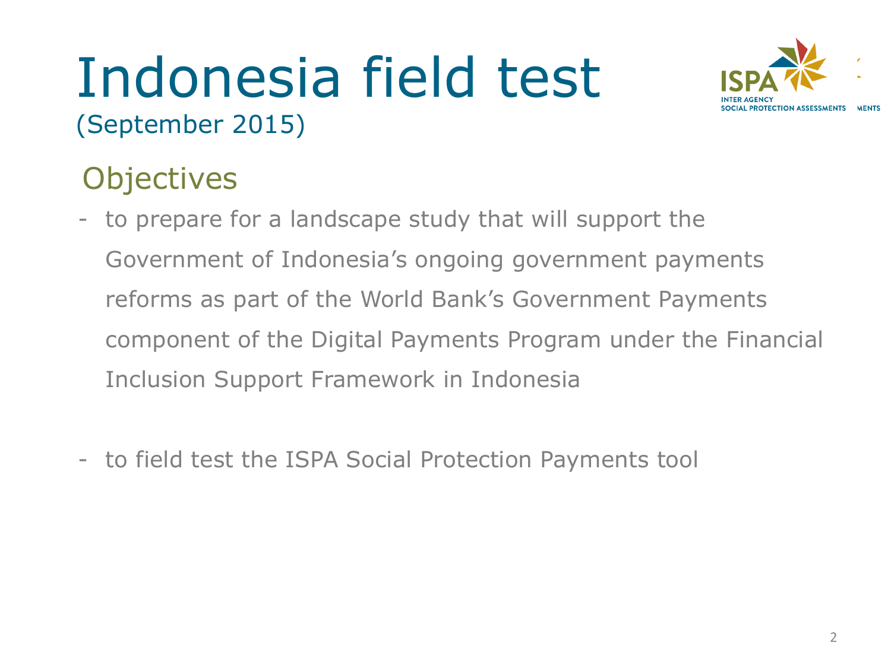# Indonesia field test

(September 2015)

## Objectives

- to prepare for a landscape study that will support the Government of Indonesia's ongoing government payments reforms as part of the World Bank's Government Payments component of the Digital Payments Program under the Financial Inclusion Support Framework in Indonesia

- to field test the ISPA Social Protection Payments tool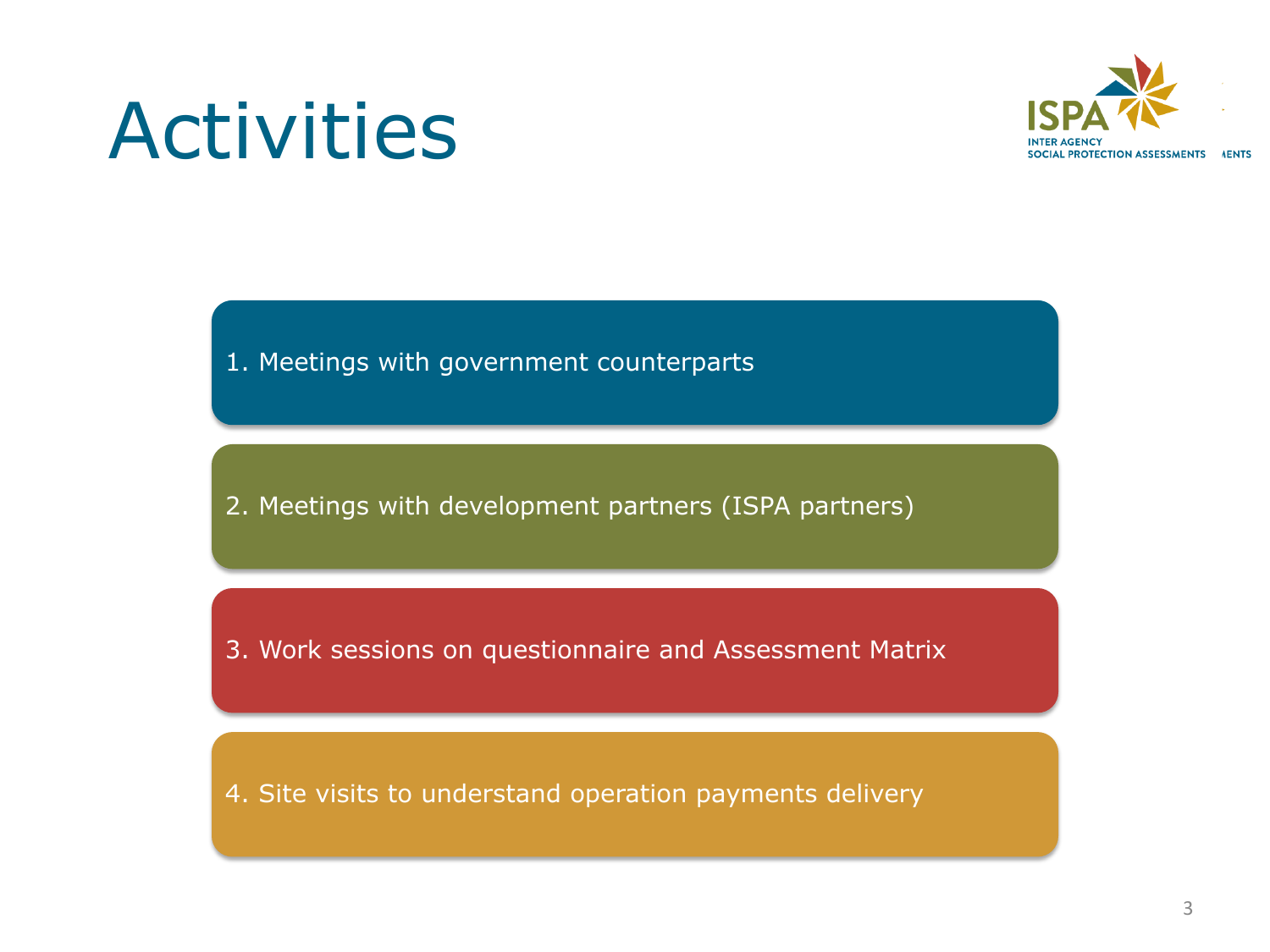# Activities

1. Meetings with government counterparts
2. Meetings with development partners (ISPA partners)
3. Work sessions on questionnaire and Assessment Matrix
4. Site visits to understand operation payments delivery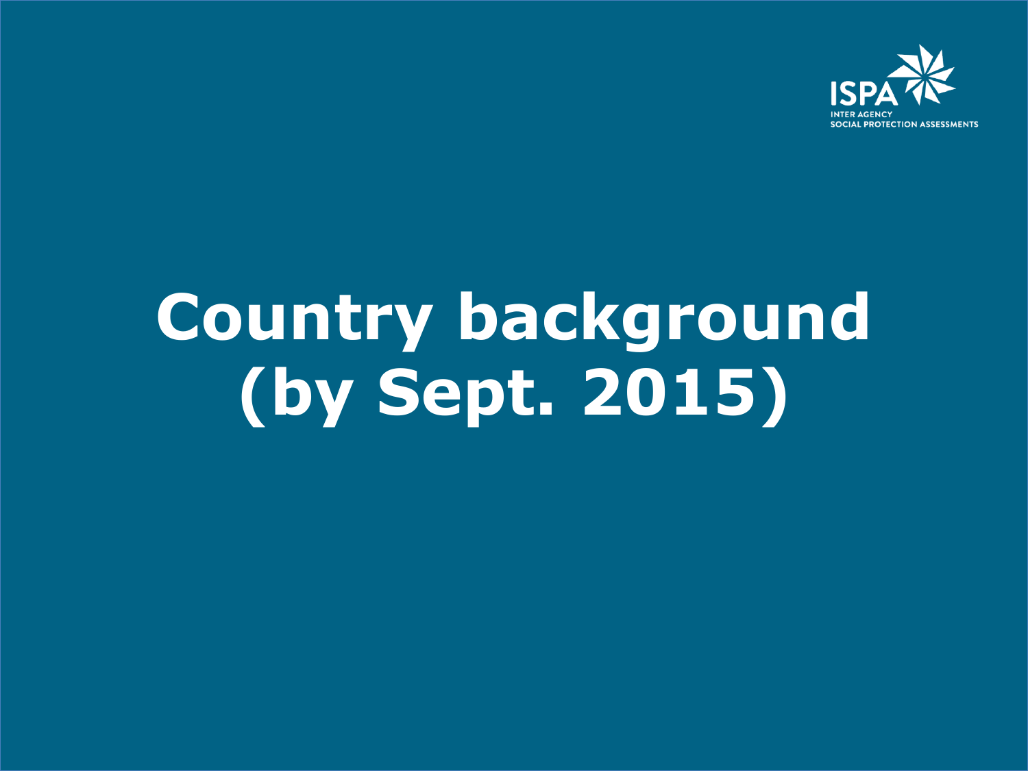# Country background (by Sept. 2015)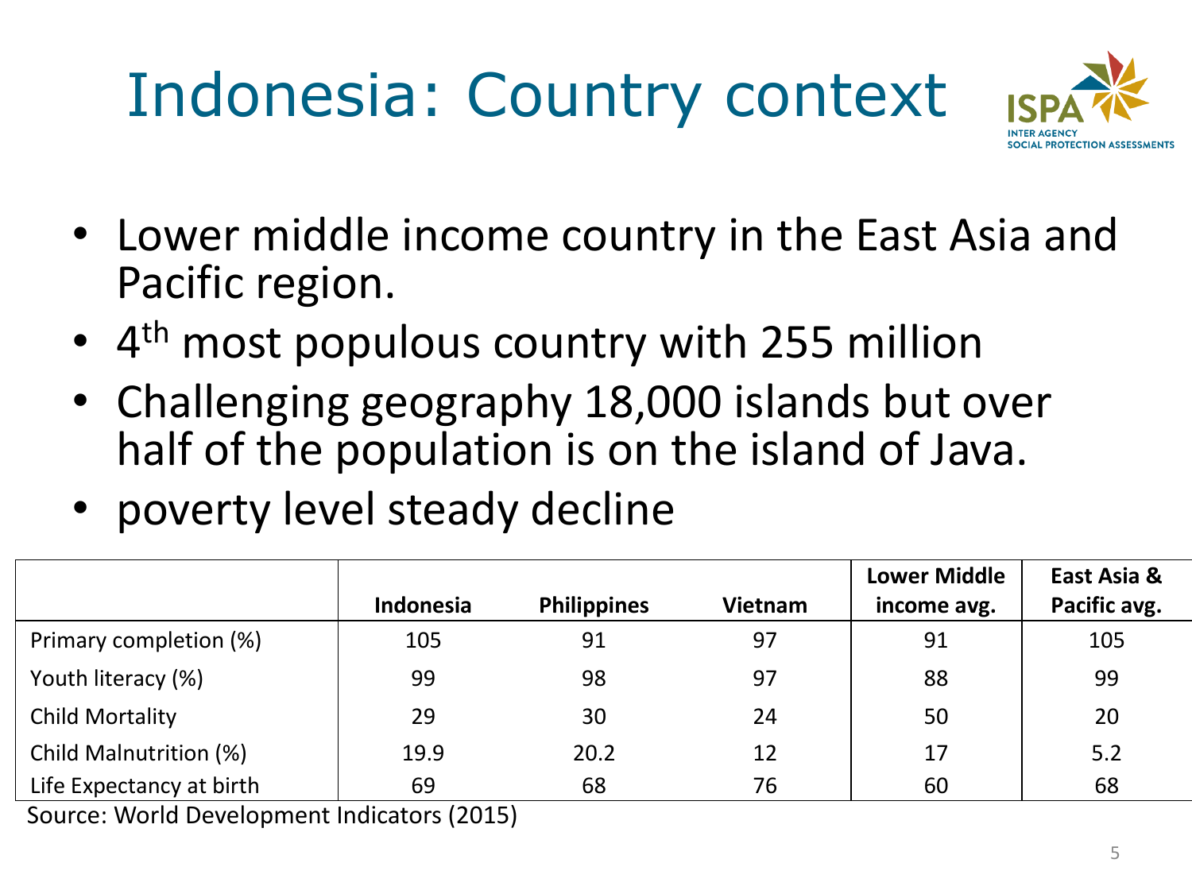# Indonesia: Country context

- Lower middle income country in the East Asia and Pacific region.
- 4th most populous country with 255 million
- Challenging geography 18,000 islands but over half of the population is on the island of Java.
- poverty level steady decline

| | Indonesia | Philippines | Vietnam | Lower Middle income avg. | East Asia & Pacific avg. |
|---|---|---|---|---|---|
| Primary completion (%) | 105 | 91 | 97 | 91 | 105 |
| Youth literacy (%) | 99 | 98 | 97 | 88 | 99 |
| Child Mortality | 29 | 30 | 24 | 50 | 20 |
| Child Malnutrition (%) | 19.9 | 20.2 | 12 | 17 | 5.2 |
| Life Expectancy at birth | 69 | 68 | 76 | 60 | 68 |

Source: World Development Indicators (2015)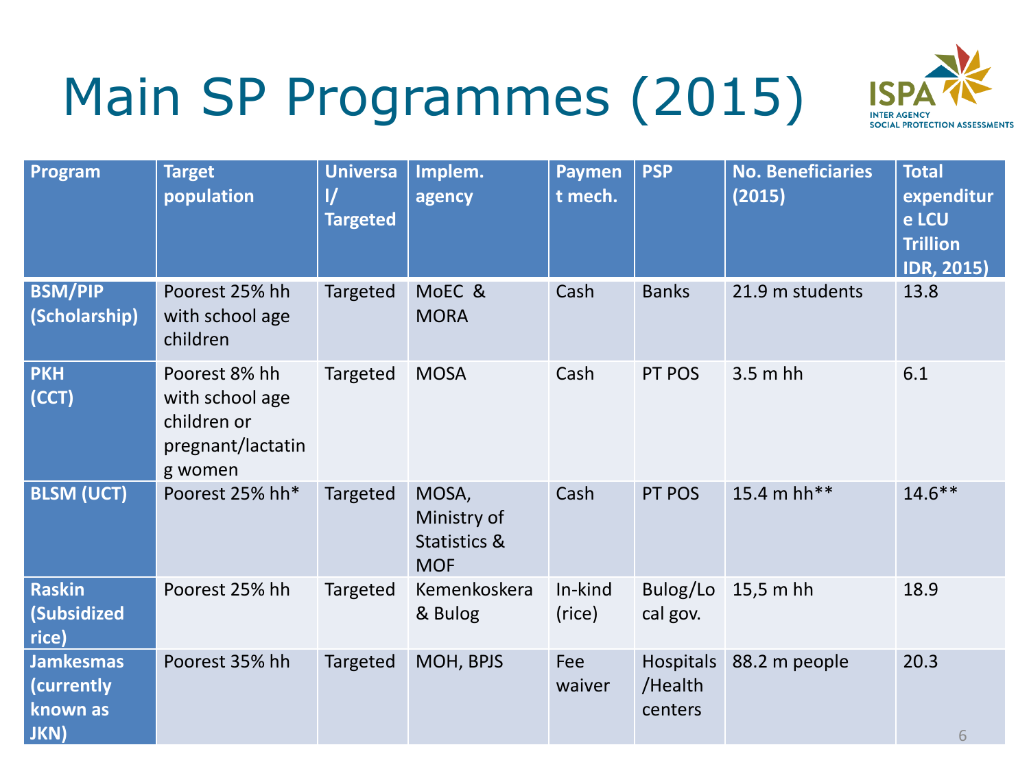# Main SP Programmes (2015)

| Program | Target population | Universal/ Targeted | Implem. agency | Payment mech. | PSP | No. Beneficiaries (2015) | Total expenditure LCU Trillion IDR, 2015) |
|---|---|---|---|---|---|---|---|
| **BSM/PIP (Scholarship)** | Poorest 25% hh with school age children | Targeted | MoEC & MORA | Cash | Banks | 21.9 m students | 13.8 |
| **PKH (CCT)** | Poorest 8% hh with school age children or pregnant/lactating women | Targeted | MOSA | Cash | PT POS | 3.5 m hh | 6.1 |
| **BLSM (UCT)** | Poorest 25% hh* | Targeted | MOSA, Ministry of Statistics & MOF | Cash | PT POS | 15.4 m hh** | 14.6** |
| **Raskin (Subsidized rice)** | Poorest 25% hh | Targeted | Kemenkoskera & Bulog | In-kind (rice) | Bulog/Local gov. | 15,5 m hh | 18.9 |
| **Jamkesmas (currently known as JKN)** | Poorest 35% hh | Targeted | MOH, BPJS | Fee waiver | Hospitals/Health centers | 88.2 m people | 20.3 |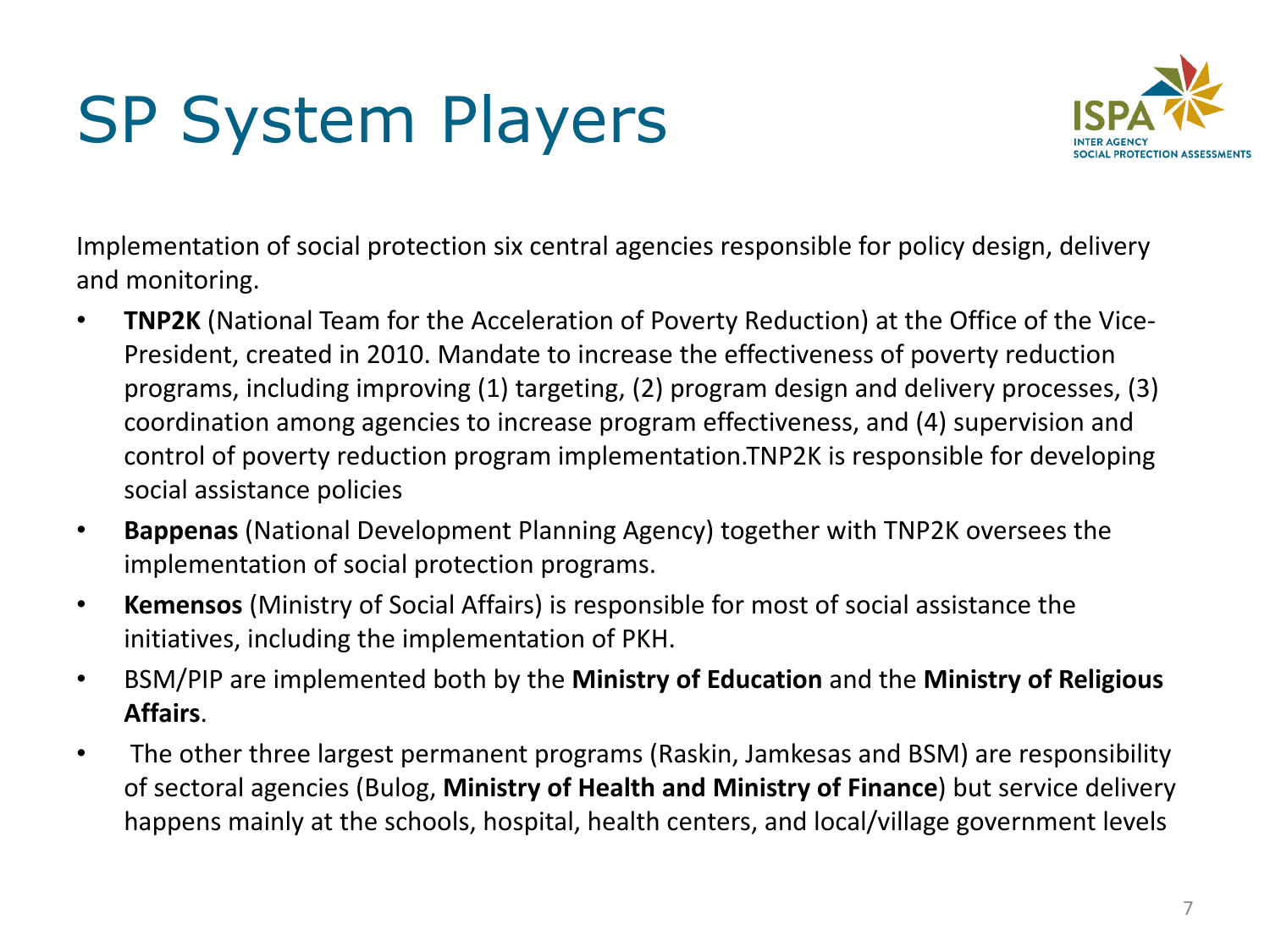# SP System Players

Implementation of social protection six central agencies responsible for policy design, delivery and monitoring.

- **TNP2K** (National Team for the Acceleration of Poverty Reduction) at the Office of the Vice-President, created in 2010. Mandate to increase the effectiveness of poverty reduction programs, including improving (1) targeting, (2) program design and delivery processes, (3) coordination among agencies to increase program effectiveness, and (4) supervision and control of poverty reduction program implementation.TNP2K is responsible for developing social assistance policies
- **Bappenas** (National Development Planning Agency) together with TNP2K oversees the implementation of social protection programs.
- **Kemensos** (Ministry of Social Affairs) is responsible for most of social assistance the initiatives, including the implementation of PKH.
- BSM/PIP are implemented both by the **Ministry of Education** and the **Ministry of Religious Affairs**.
- The other three largest permanent programs (Raskin, Jamkesas and BSM) are responsibility of sectoral agencies (Bulog, **Ministry of Health and Ministry of Finance**) but service delivery happens mainly at the schools, hospital, health centers, and local/village government levels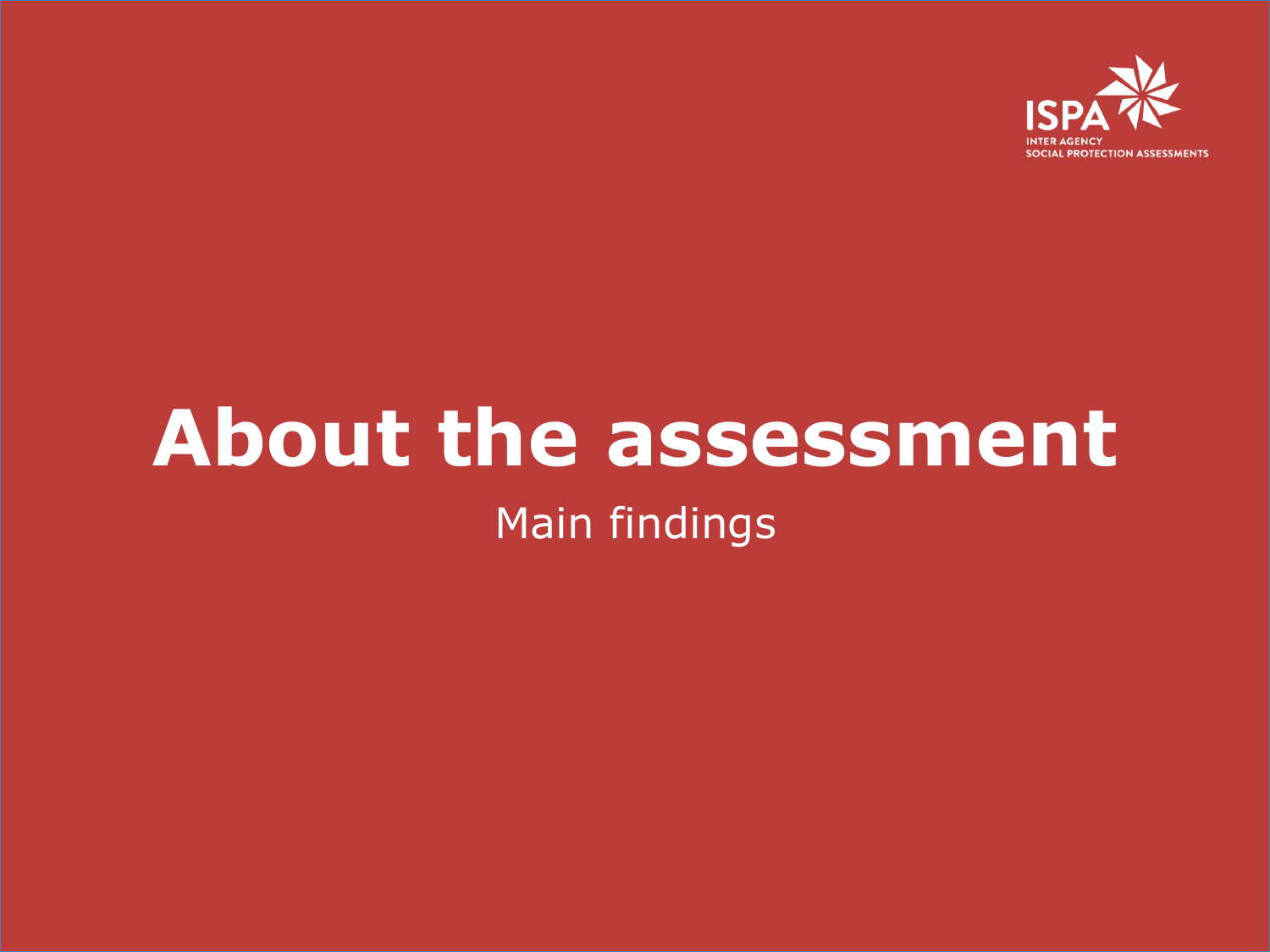# About the assessment

Main findings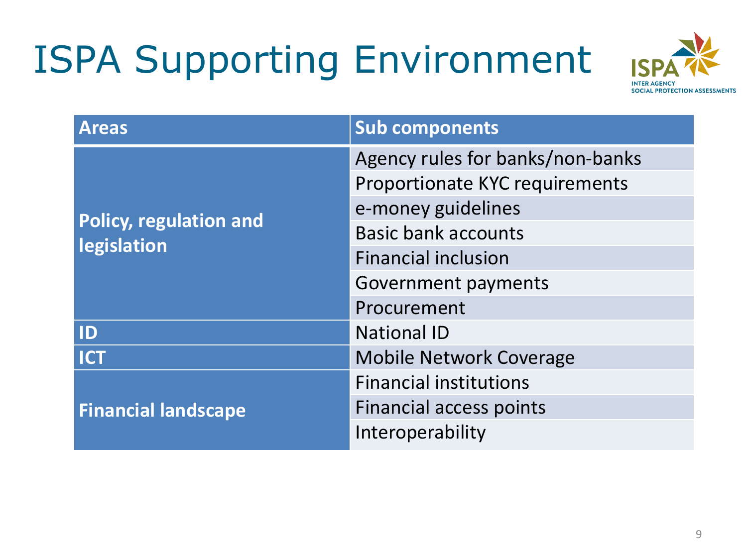# ISPA Supporting Environment

| Areas | Sub components |
|---|---|
| **Policy, regulation and legislation** | Agency rules for banks/non-banks |
| | Proportionate KYC requirements |
| | e-money guidelines |
| | Basic bank accounts |
| | Financial inclusion |
| | Government payments |
| | Procurement |
| **ID** | National ID |
| **ICT** | Mobile Network Coverage |
| **Financial landscape** | Financial institutions |
| | Financial access points |
| | Interoperability |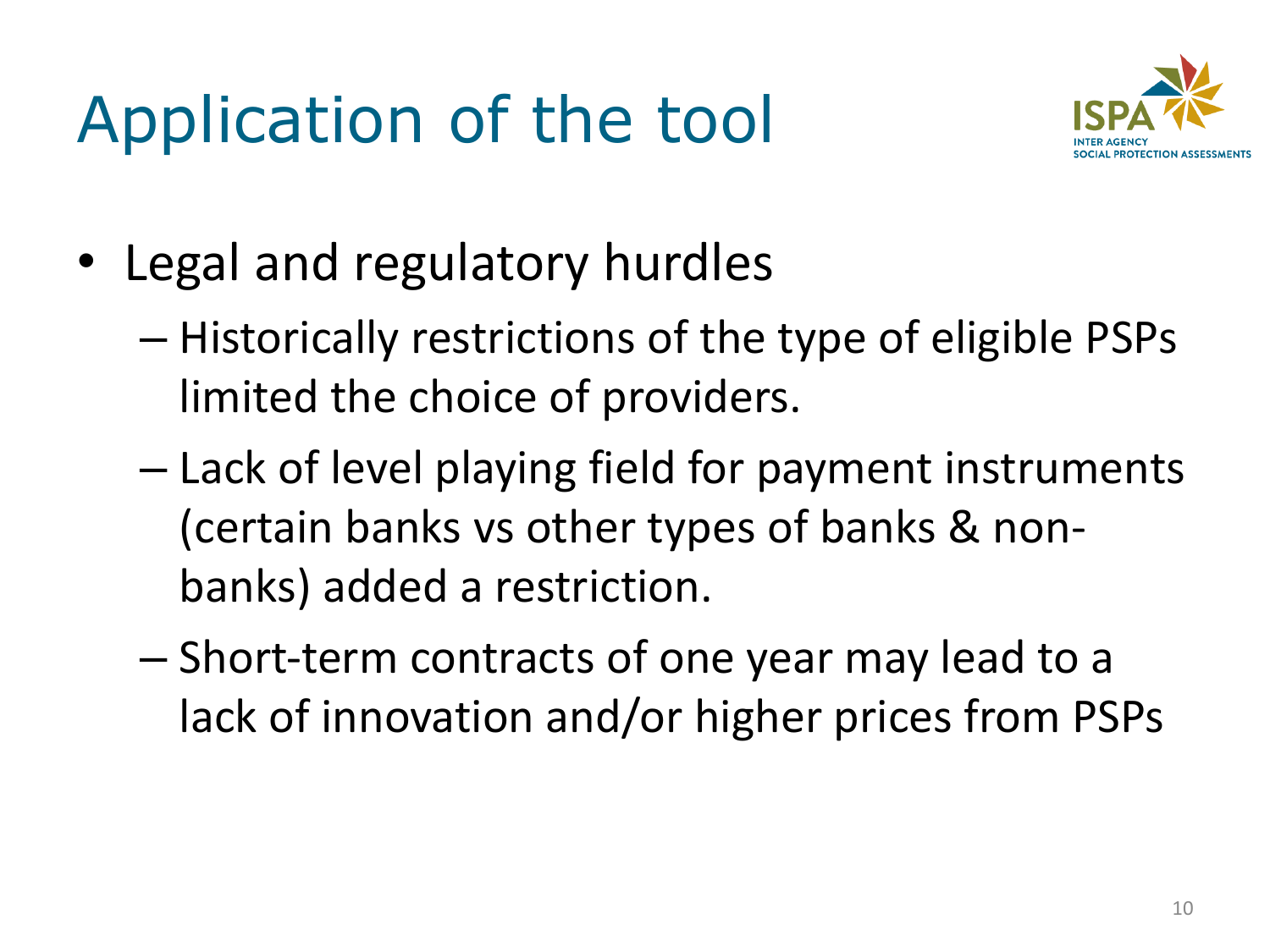# Application of the tool

- Legal and regulatory hurdles
  - Historically restrictions of the type of eligible PSPs limited the choice of providers.
  - Lack of level playing field for payment instruments (certain banks vs other types of banks & non-banks) added a restriction.
  - Short-term contracts of one year may lead to a lack of innovation and/or higher prices from PSPs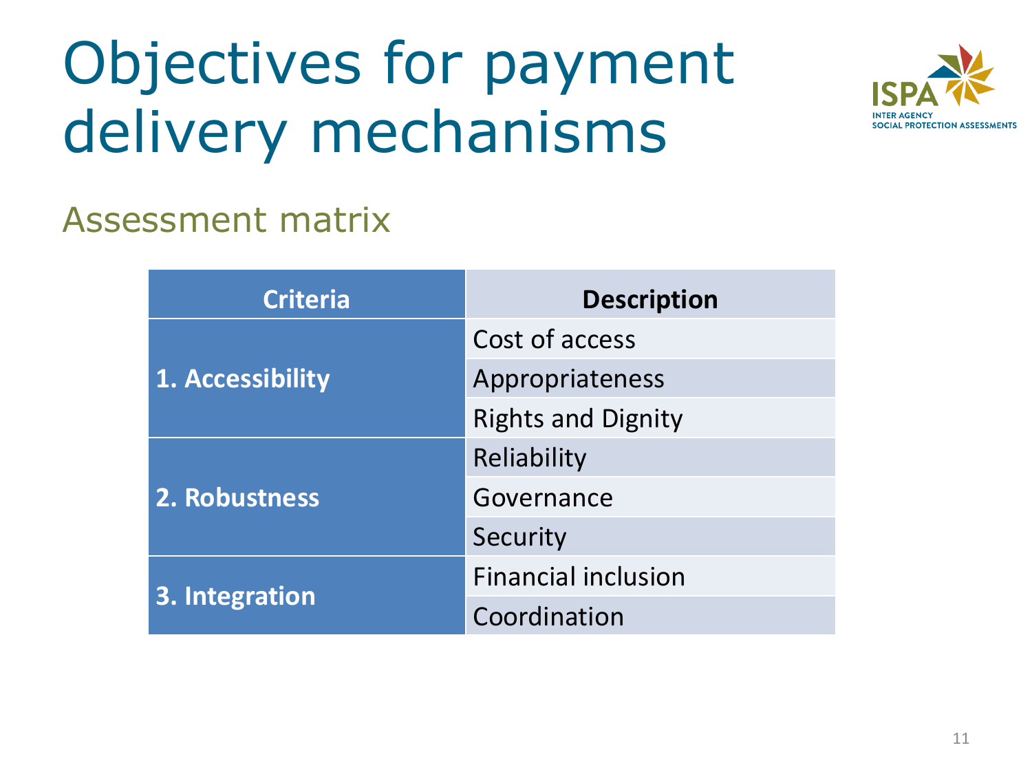# Objectives for payment delivery mechanisms

## Assessment matrix

| Criteria | Description |
| --- | --- |
| **1. Accessibility** | Cost of access |
| | Appropriateness |
| | Rights and Dignity |
| **2. Robustness** | Reliability |
| | Governance |
| | Security |
| **3. Integration** | Financial inclusion |
| | Coordination |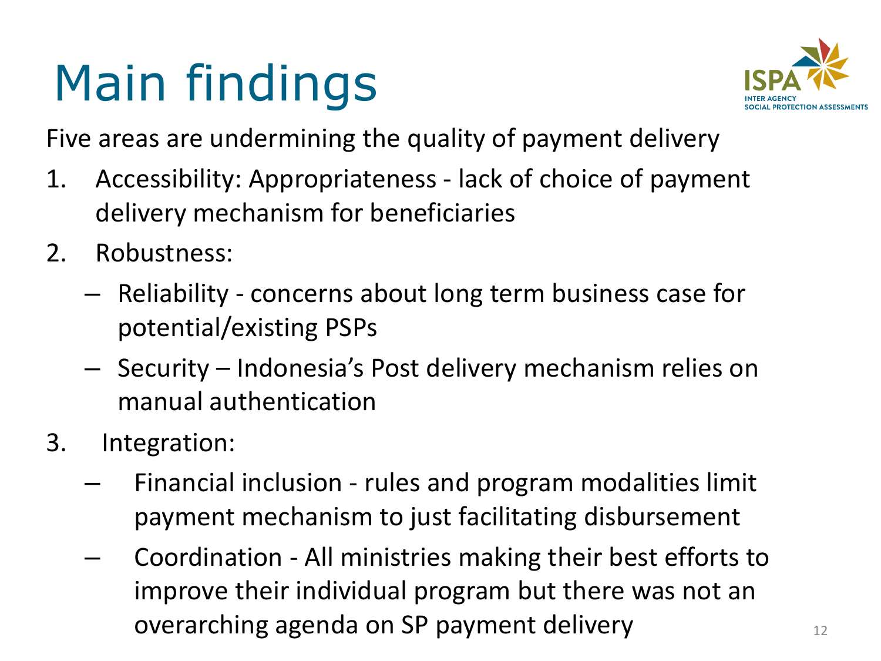# Main findings

Five areas are undermining the quality of payment delivery

1. Accessibility: Appropriateness - lack of choice of payment delivery mechanism for beneficiaries
2. Robustness:
   - Reliability - concerns about long term business case for potential/existing PSPs
   - Security – Indonesia's Post delivery mechanism relies on manual authentication
3. Integration:
   - Financial inclusion - rules and program modalities limit payment mechanism to just facilitating disbursement
   - Coordination - All ministries making their best efforts to improve their individual program but there was not an overarching agenda on SP payment delivery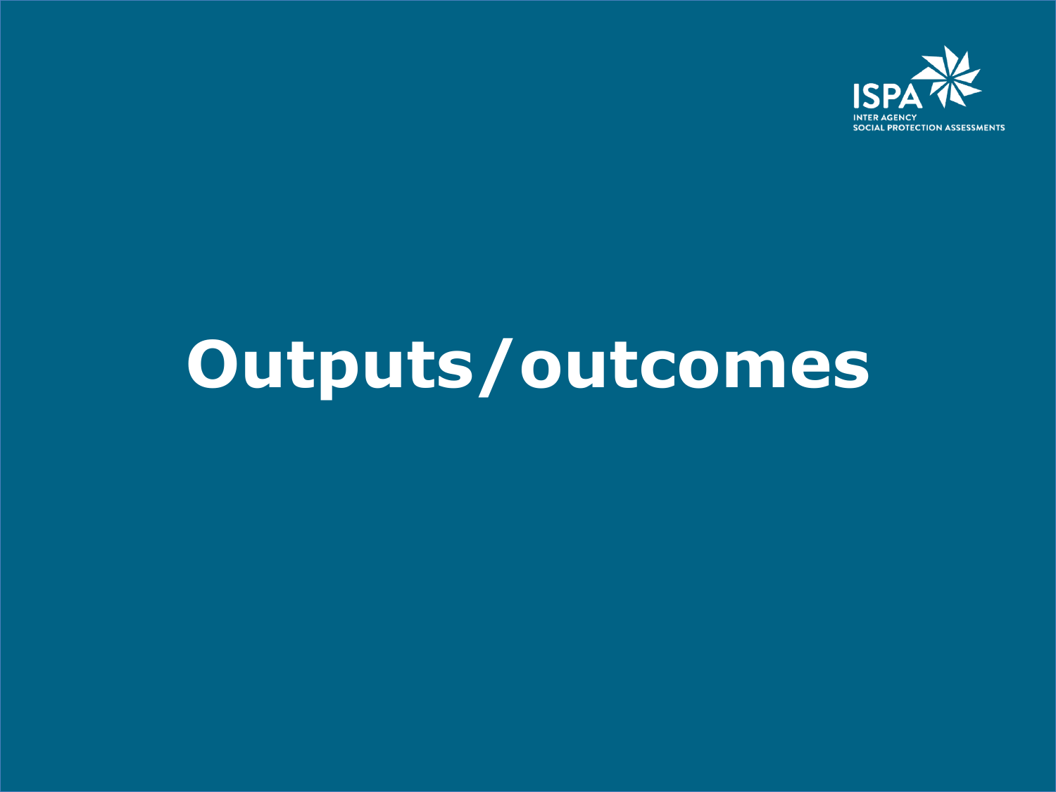# Outputs/outcomes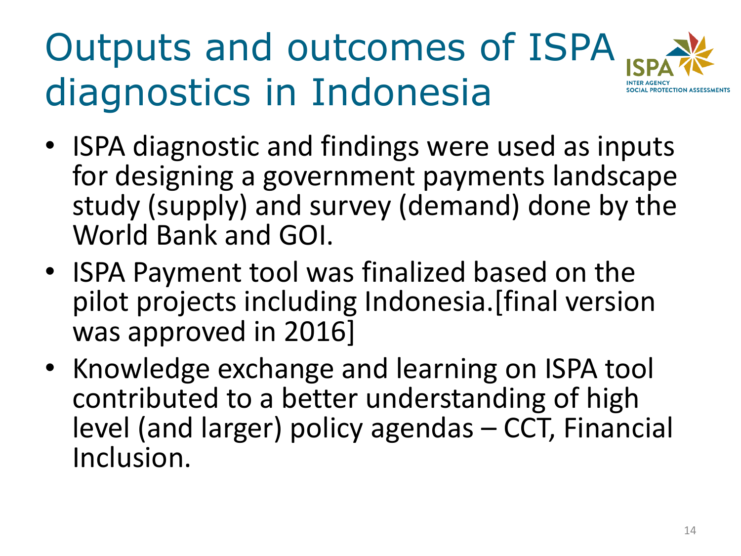# Outputs and outcomes of ISPA diagnostics in Indonesia

ISPA
INTER AGENCY
SOCIAL PROTECTION ASSESSMENTS

- ISPA diagnostic and findings were used as inputs for designing a government payments landscape study (supply) and survey (demand) done by the World Bank and GOI.
- ISPA Payment tool was finalized based on the pilot projects including Indonesia.[final version was approved in 2016]
- Knowledge exchange and learning on ISPA tool contributed to a better understanding of high level (and larger) policy agendas – CCT, Financial Inclusion.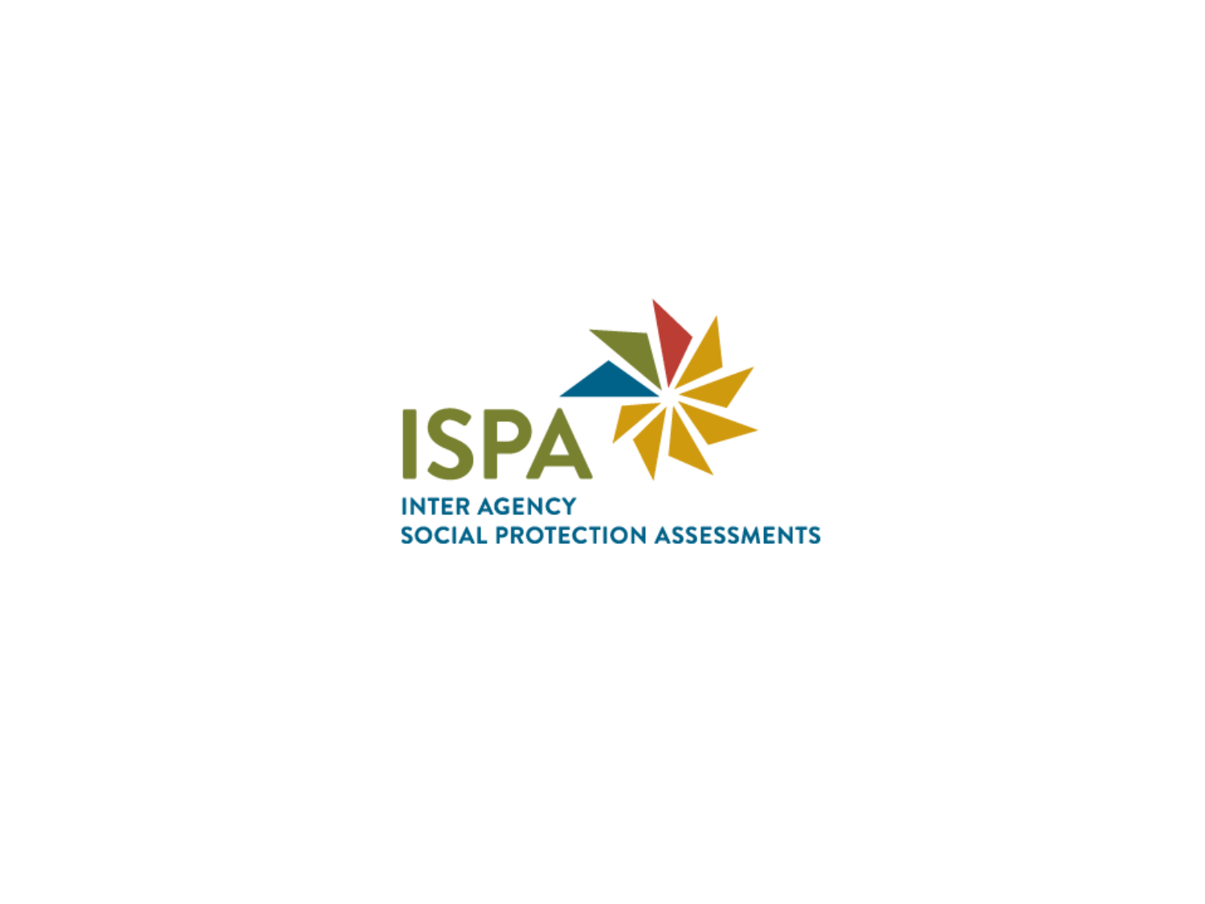ISPA

INTER AGENCY

SOCIAL PROTECTION ASSESSMENTS